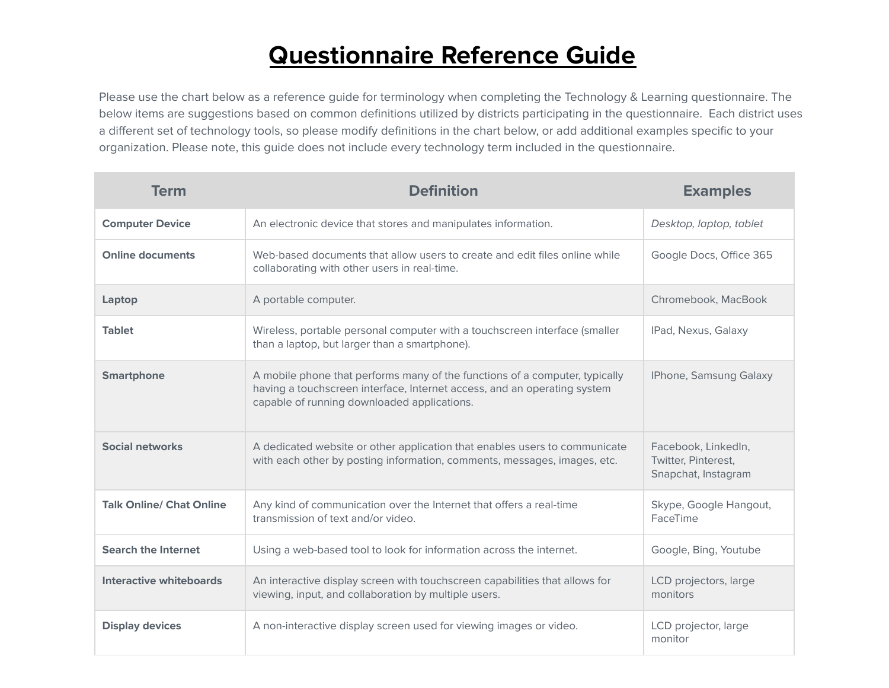# Questionnaire Reference Guide

Please use the chart below as a reference guide for terminology when completing the Technology & Learning questionnaire. The below items are suggestions based on common definitions utilized by districts participating in the questionnaire. Each district uses a different set of technology tools, so please modify definitions in the chart below, or add additional examples specific to your organization. Please note, this guide does not include every technology term included in the questionnaire.

| Term | Definition | Examples |
|---|---|---|
| **Computer Device** | An electronic device that stores and manipulates information. | *Desktop, laptop, tablet* |
| **Online documents** | Web-based documents that allow users to create and edit files online while collaborating with other users in real-time. | Google Docs, Office 365 |
| **Laptop** | A portable computer. | Chromebook, MacBook |
| **Tablet** | Wireless, portable personal computer with a touchscreen interface (smaller than a laptop, but larger than a smartphone). | IPad, Nexus, Galaxy |
| **Smartphone** | A mobile phone that performs many of the functions of a computer, typically having a touchscreen interface, Internet access, and an operating system capable of running downloaded applications. | IPhone, Samsung Galaxy |
| **Social networks** | A dedicated website or other application that enables users to communicate with each other by posting information, comments, messages, images, etc. | Facebook, LinkedIn, Twitter, Pinterest, Snapchat, Instagram |
| **Talk Online/ Chat Online** | Any kind of communication over the Internet that offers a real-time transmission of text and/or video. | Skype, Google Hangout, FaceTime |
| **Search the Internet** | Using a web-based tool to look for information across the internet. | Google, Bing, Youtube |
| **Interactive whiteboards** | An interactive display screen with touchscreen capabilities that allows for viewing, input, and collaboration by multiple users. | LCD projectors, large monitors |
| **Display devices** | A non-interactive display screen used for viewing images or video. | LCD projector, large monitor |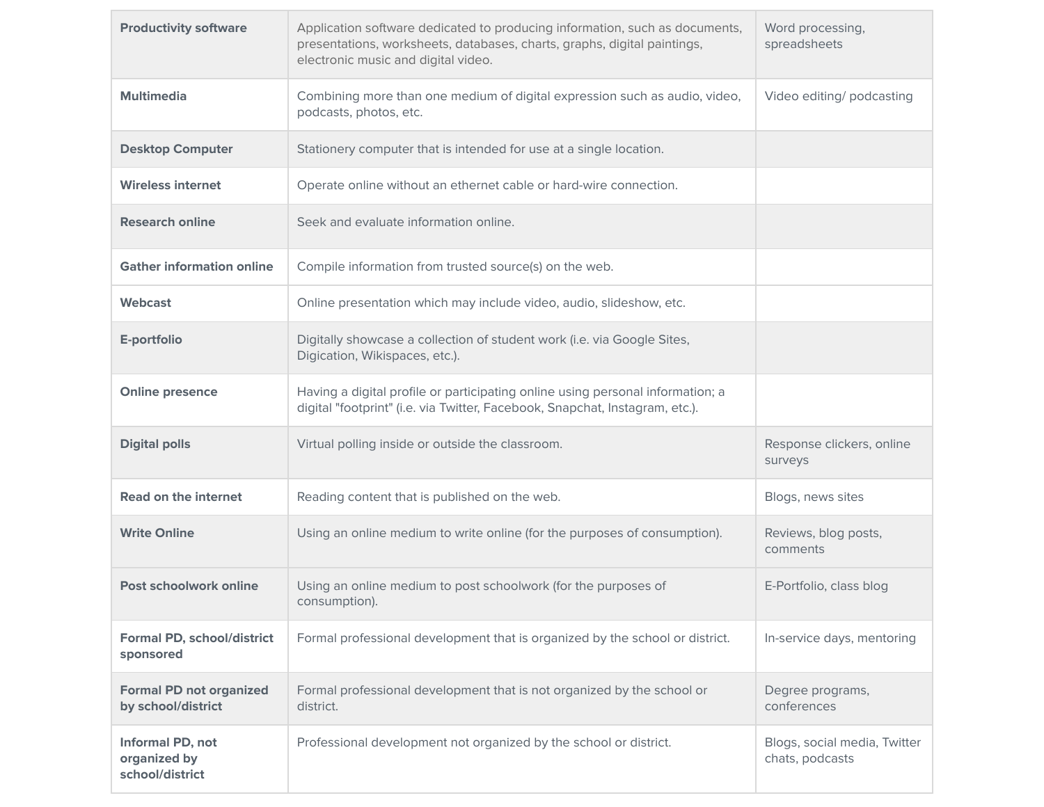| | | |
|---|---|---|
| **Productivity software** | Application software dedicated to producing information, such as documents, presentations, worksheets, databases, charts, graphs, digital paintings, electronic music and digital video. | Word processing, spreadsheets |
| **Multimedia** | Combining more than one medium of digital expression such as audio, video, podcasts, photos, etc. | Video editing/ podcasting |
| **Desktop Computer** | Stationery computer that is intended for use at a single location. | |
| **Wireless internet** | Operate online without an ethernet cable or hard-wire connection. | |
| **Research online** | Seek and evaluate information online. | |
| **Gather information online** | Compile information from trusted source(s) on the web. | |
| **Webcast** | Online presentation which may include video, audio, slideshow, etc. | |
| **E-portfolio** | Digitally showcase a collection of student work (i.e. via Google Sites, Digication, Wikispaces, etc.). | |
| **Online presence** | Having a digital profile or participating online using personal information; a digital "footprint" (i.e. via Twitter, Facebook, Snapchat, Instagram, etc.). | |
| **Digital polls** | Virtual polling inside or outside the classroom. | Response clickers, online surveys |
| **Read on the internet** | Reading content that is published on the web. | Blogs, news sites |
| **Write Online** | Using an online medium to write online (for the purposes of consumption). | Reviews, blog posts, comments |
| **Post schoolwork online** | Using an online medium to post schoolwork (for the purposes of consumption). | E-Portfolio, class blog |
| **Formal PD, school/district sponsored** | Formal professional development that is organized by the school or district. | In-service days, mentoring |
| **Formal PD not organized by school/district** | Formal professional development that is not organized by the school or district. | Degree programs, conferences |
| **Informal PD, not organized by school/district** | Professional development not organized by the school or district. | Blogs, social media, Twitter chats, podcasts |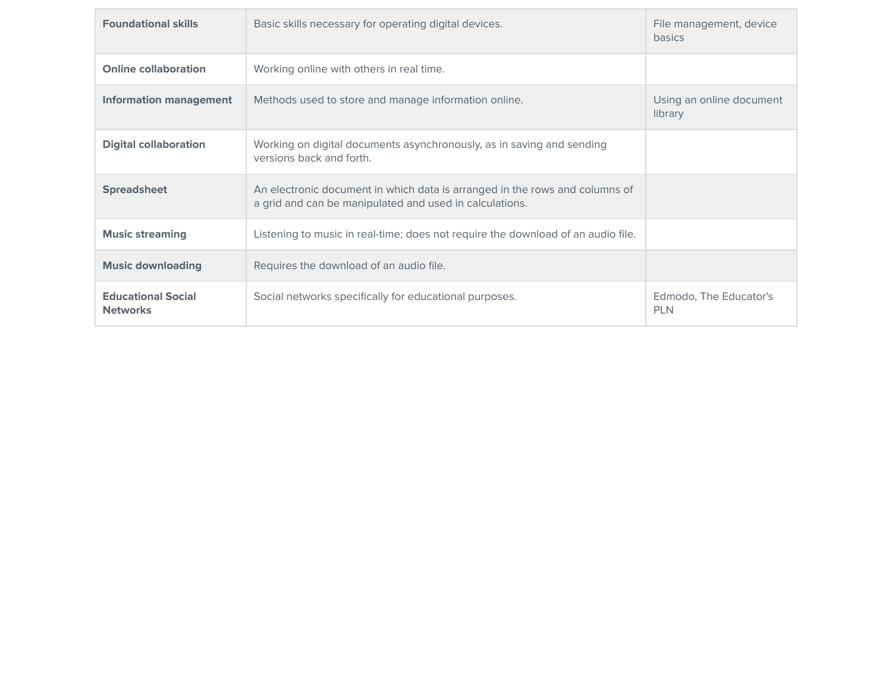| | | |
|---|---|---|
| **Foundational skills** | Basic skills necessary for operating digital devices. | File management, device basics |
| **Online collaboration** | Working online with others in real time. | |
| **Information management** | Methods used to store and manage information online. | Using an online document library |
| **Digital collaboration** | Working on digital documents asynchronously, as in saving and sending versions back and forth. | |
| **Spreadsheet** | An electronic document in which data is arranged in the rows and columns of a grid and can be manipulated and used in calculations. | |
| **Music streaming** | Listening to music in real-time; does not require the download of an audio file. | |
| **Music downloading** | Requires the download of an audio file. | |
| **Educational Social Networks** | Social networks specifically for educational purposes. | Edmodo, The Educator's PLN |